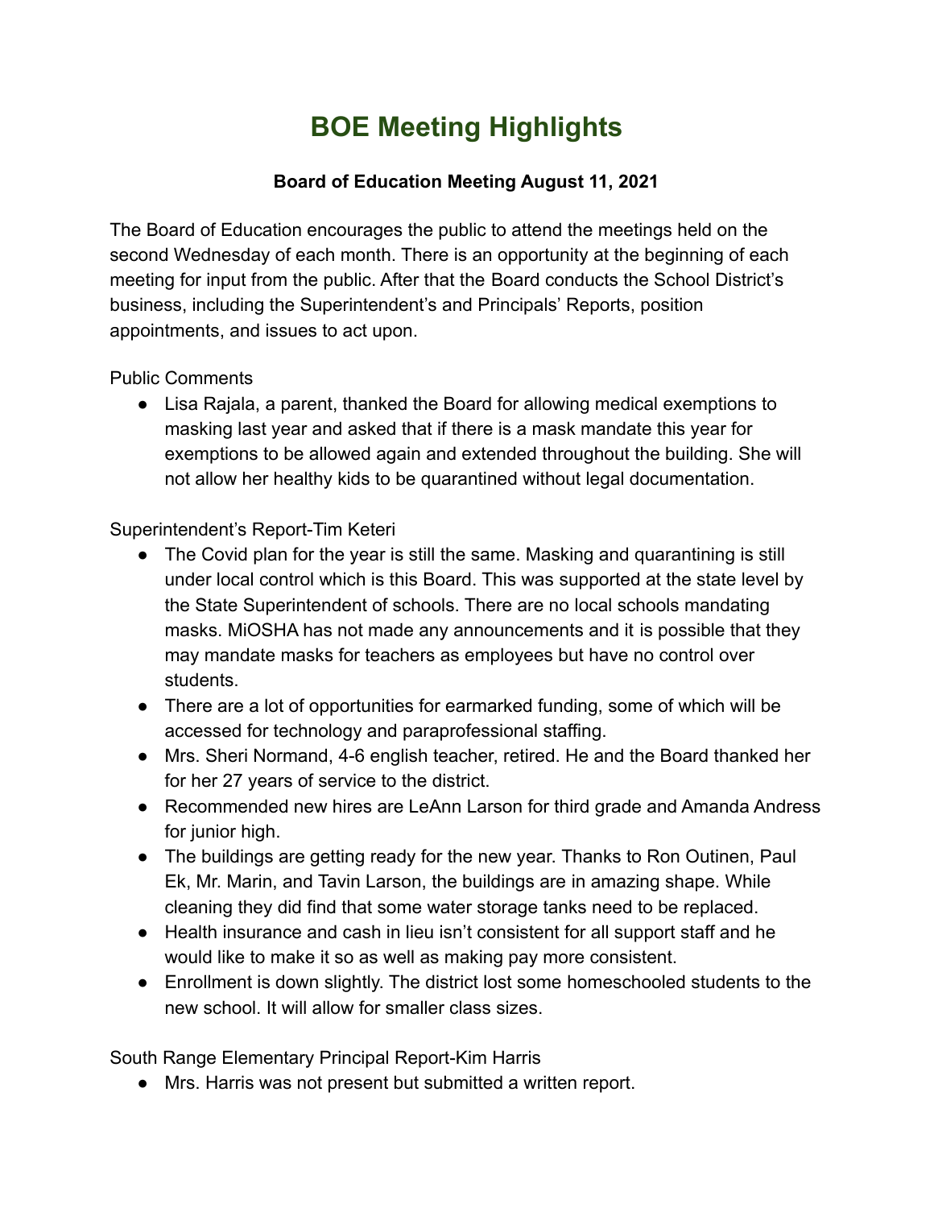# BOE Meeting Highlights

**Board of Education Meeting August 11, 2021**

The Board of Education encourages the public to attend the meetings held on the second Wednesday of each month. There is an opportunity at the beginning of each meeting for input from the public. After that the Board conducts the School District's business, including the Superintendent's and Principals' Reports, position appointments, and issues to act upon.

Public Comments

- Lisa Rajala, a parent, thanked the Board for allowing medical exemptions to masking last year and asked that if there is a mask mandate this year for exemptions to be allowed again and extended throughout the building. She will not allow her healthy kids to be quarantined without legal documentation.

Superintendent's Report-Tim Keteri

- The Covid plan for the year is still the same. Masking and quarantining is still under local control which is this Board. This was supported at the state level by the State Superintendent of schools. There are no local schools mandating masks. MiOSHA has not made any announcements and it is possible that they may mandate masks for teachers as employees but have no control over students.
- There are a lot of opportunities for earmarked funding, some of which will be accessed for technology and paraprofessional staffing.
- Mrs. Sheri Normand, 4-6 english teacher, retired. He and the Board thanked her for her 27 years of service to the district.
- Recommended new hires are LeAnn Larson for third grade and Amanda Andress for junior high.
- The buildings are getting ready for the new year. Thanks to Ron Outinen, Paul Ek, Mr. Marin, and Tavin Larson, the buildings are in amazing shape. While cleaning they did find that some water storage tanks need to be replaced.
- Health insurance and cash in lieu isn't consistent for all support staff and he would like to make it so as well as making pay more consistent.
- Enrollment is down slightly. The district lost some homeschooled students to the new school. It will allow for smaller class sizes.

South Range Elementary Principal Report-Kim Harris

- Mrs. Harris was not present but submitted a written report.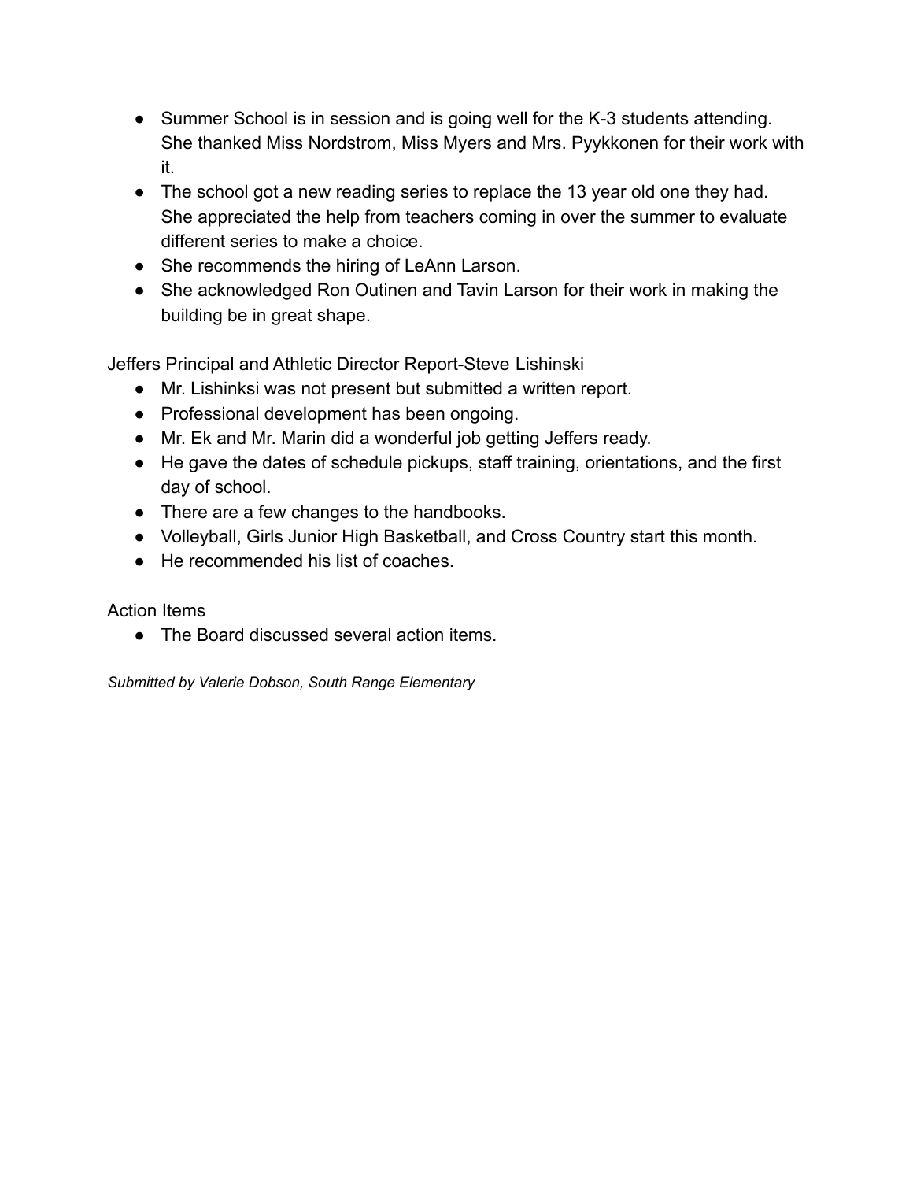- Summer School is in session and is going well for the K-3 students attending. She thanked Miss Nordstrom, Miss Myers and Mrs. Pyykkonen for their work with it.
- The school got a new reading series to replace the 13 year old one they had. She appreciated the help from teachers coming in over the summer to evaluate different series to make a choice.
- She recommends the hiring of LeAnn Larson.
- She acknowledged Ron Outinen and Tavin Larson for their work in making the building be in great shape.

Jeffers Principal and Athletic Director Report-Steve Lishinski

- Mr. Lishinksi was not present but submitted a written report.
- Professional development has been ongoing.
- Mr. Ek and Mr. Marin did a wonderful job getting Jeffers ready.
- He gave the dates of schedule pickups, staff training, orientations, and the first day of school.
- There are a few changes to the handbooks.
- Volleyball, Girls Junior High Basketball, and Cross Country start this month.
- He recommended his list of coaches.

Action Items

- The Board discussed several action items.

*Submitted by Valerie Dobson, South Range Elementary*